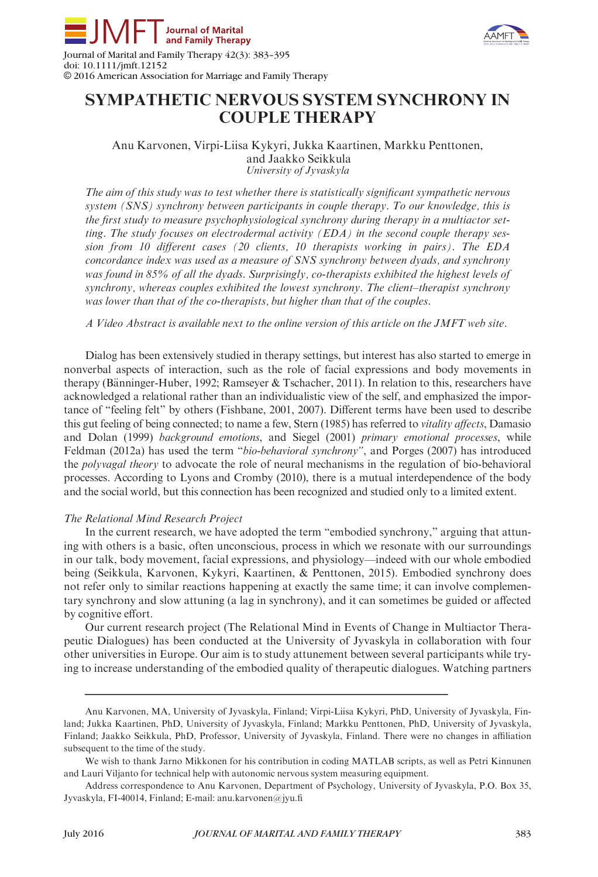# SYMPATHETIC NERVOUS SYSTEM SYNCHRONY IN COUPLE THERAPY

Anu Karvonen, Virpi-Liisa Kykyri, Jukka Kaartinen, Markku Penttonen, and Jaakko Seikkula

*University of Jyvaskyla*

*The aim of this study was to test whether there is statistically significant sympathetic nervous system (SNS) synchrony between participants in couple therapy. To our knowledge, this is the first study to measure psychophysiological synchrony during therapy in a multiactor setting. The study focuses on electrodermal activity (EDA) in the second couple therapy session from 10 different cases (20 clients, 10 therapists working in pairs). The EDA concordance index was used as a measure of SNS synchrony between dyads, and synchrony was found in 85% of all the dyads. Surprisingly, co-therapists exhibited the highest levels of synchrony, whereas couples exhibited the lowest synchrony. The client–therapist synchrony was lower than that of the co-therapists, but higher than that of the couples.*

*A Video Abstract is available next to the online version of this article on the JMFT web site.*

Dialog has been extensively studied in therapy settings, but interest has also started to emerge in nonverbal aspects of interaction, such as the role of facial expressions and body movements in therapy (Bänninger-Huber, 1992; Ramseyer & Tschacher, 2011). In relation to this, researchers have acknowledged a relational rather than an individualistic view of the self, and emphasized the importance of "feeling felt" by others (Fishbane, 2001, 2007). Different terms have been used to describe this gut feeling of being connected; to name a few, Stern (1985) has referred to *vitality affects*, Damasio and Dolan (1999) *background emotions*, and Siegel (2001) *primary emotional processes*, while Feldman (2012a) has used the term "*bio-behavioral synchrony*", and Porges (2007) has introduced the *polyvagal theory* to advocate the role of neural mechanisms in the regulation of bio-behavioral processes. According to Lyons and Cromby (2010), there is a mutual interdependence of the body and the social world, but this connection has been recognized and studied only to a limited extent.

### *The Relational Mind Research Project*

In the current research, we have adopted the term "embodied synchrony," arguing that attuning with others is a basic, often unconscious, process in which we resonate with our surroundings in our talk, body movement, facial expressions, and physiology—indeed with our whole embodied being (Seikkula, Karvonen, Kykyri, Kaartinen, & Penttonen, 2015). Embodied synchrony does not refer only to similar reactions happening at exactly the same time; it can involve complementary synchrony and slow attuning (a lag in synchrony), and it can sometimes be guided or affected by cognitive effort.

Our current research project (The Relational Mind in Events of Change in Multiactor Therapeutic Dialogues) has been conducted at the University of Jyvaskyla in collaboration with four other universities in Europe. Our aim is to study attunement between several participants while trying to increase understanding of the embodied quality of therapeutic dialogues. Watching partners

---

Anu Karvonen, MA, University of Jyvaskyla, Finland; Virpi-Liisa Kykyri, PhD, University of Jyvaskyla, Finland; Jukka Kaartinen, PhD, University of Jyvaskyla, Finland; Markku Penttonen, PhD, University of Jyvaskyla, Finland; Jaakko Seikkula, PhD, Professor, University of Jyvaskyla, Finland. There were no changes in affiliation subsequent to the time of the study.

We wish to thank Jarno Mikkonen for his contribution in coding MATLAB scripts, as well as Petri Kinnunen and Lauri Viljanto for technical help with autonomic nervous system measuring equipment.

Address correspondence to Anu Karvonen, Department of Psychology, University of Jyvaskyla, P.O. Box 35, Jyvaskyla, FI-40014, Finland; E-mail: anu.karvonen@jyu.fi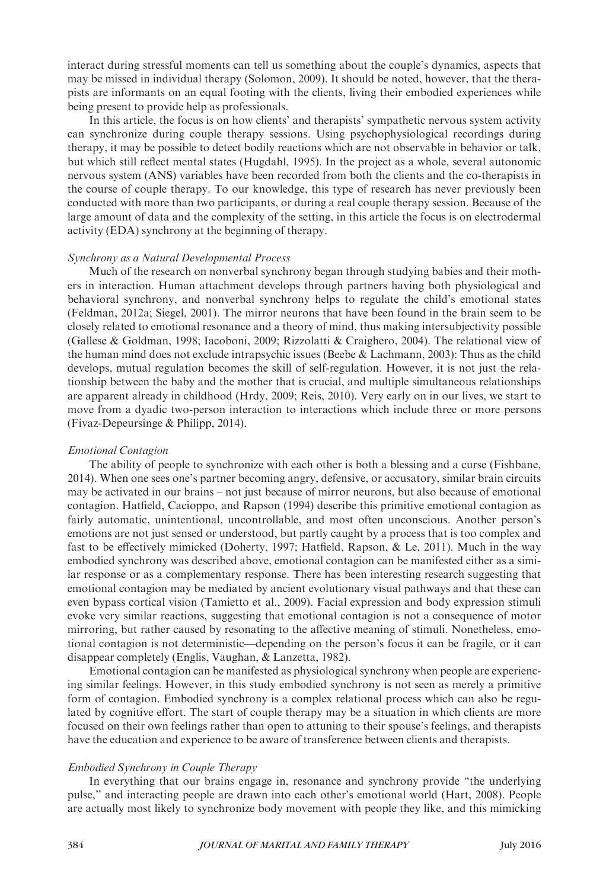interact during stressful moments can tell us something about the couple's dynamics, aspects that may be missed in individual therapy (Solomon, 2009). It should be noted, however, that the therapists are informants on an equal footing with the clients, living their embodied experiences while being present to provide help as professionals.

In this article, the focus is on how clients' and therapists' sympathetic nervous system activity can synchronize during couple therapy sessions. Using psychophysiological recordings during therapy, it may be possible to detect bodily reactions which are not observable in behavior or talk, but which still reflect mental states (Hugdahl, 1995). In the project as a whole, several autonomic nervous system (ANS) variables have been recorded from both the clients and the co-therapists in the course of couple therapy. To our knowledge, this type of research has never previously been conducted with more than two participants, or during a real couple therapy session. Because of the large amount of data and the complexity of the setting, in this article the focus is on electrodermal activity (EDA) synchrony at the beginning of therapy.

### *Synchrony as a Natural Developmental Process*

Much of the research on nonverbal synchrony began through studying babies and their mothers in interaction. Human attachment develops through partners having both physiological and behavioral synchrony, and nonverbal synchrony helps to regulate the child's emotional states (Feldman, 2012a; Siegel, 2001). The mirror neurons that have been found in the brain seem to be closely related to emotional resonance and a theory of mind, thus making intersubjectivity possible (Gallese & Goldman, 1998; Iacoboni, 2009; Rizzolatti & Craighero, 2004). The relational view of the human mind does not exclude intrapsychic issues (Beebe & Lachmann, 2003): Thus as the child develops, mutual regulation becomes the skill of self-regulation. However, it is not just the relationship between the baby and the mother that is crucial, and multiple simultaneous relationships are apparent already in childhood (Hrdy, 2009; Reis, 2010). Very early on in our lives, we start to move from a dyadic two-person interaction to interactions which include three or more persons (Fivaz-Depeursinge & Philipp, 2014).

### *Emotional Contagion*

The ability of people to synchronize with each other is both a blessing and a curse (Fishbane, 2014). When one sees one's partner becoming angry, defensive, or accusatory, similar brain circuits may be activated in our brains – not just because of mirror neurons, but also because of emotional contagion. Hatfield, Cacioppo, and Rapson (1994) describe this primitive emotional contagion as fairly automatic, unintentional, uncontrollable, and most often unconscious. Another person's emotions are not just sensed or understood, but partly caught by a process that is too complex and fast to be effectively mimicked (Doherty, 1997; Hatfield, Rapson, & Le, 2011). Much in the way embodied synchrony was described above, emotional contagion can be manifested either as a similar response or as a complementary response. There has been interesting research suggesting that emotional contagion may be mediated by ancient evolutionary visual pathways and that these can even bypass cortical vision (Tamietto et al., 2009). Facial expression and body expression stimuli evoke very similar reactions, suggesting that emotional contagion is not a consequence of motor mirroring, but rather caused by resonating to the affective meaning of stimuli. Nonetheless, emotional contagion is not deterministic—depending on the person's focus it can be fragile, or it can disappear completely (Englis, Vaughan, & Lanzetta, 1982).

Emotional contagion can be manifested as physiological synchrony when people are experiencing similar feelings. However, in this study embodied synchrony is not seen as merely a primitive form of contagion. Embodied synchrony is a complex relational process which can also be regulated by cognitive effort. The start of couple therapy may be a situation in which clients are more focused on their own feelings rather than open to attuning to their spouse's feelings, and therapists have the education and experience to be aware of transference between clients and therapists.

### *Embodied Synchrony in Couple Therapy*

In everything that our brains engage in, resonance and synchrony provide "the underlying pulse," and interacting people are drawn into each other's emotional world (Hart, 2008). People are actually most likely to synchronize body movement with people they like, and this mimicking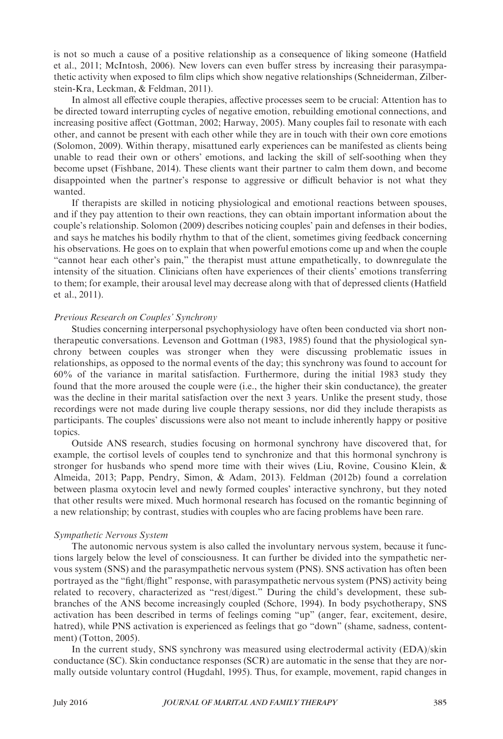is not so much a cause of a positive relationship as a consequence of liking someone (Hatfield et al., 2011; McIntosh, 2006). New lovers can even buffer stress by increasing their parasympathetic activity when exposed to film clips which show negative relationships (Schneiderman, Zilberstein-Kra, Leckman, & Feldman, 2011).

In almost all effective couple therapies, affective processes seem to be crucial: Attention has to be directed toward interrupting cycles of negative emotion, rebuilding emotional connections, and increasing positive affect (Gottman, 2002; Harway, 2005). Many couples fail to resonate with each other, and cannot be present with each other while they are in touch with their own core emotions (Solomon, 2009). Within therapy, misattuned early experiences can be manifested as clients being unable to read their own or others' emotions, and lacking the skill of self-soothing when they become upset (Fishbane, 2014). These clients want their partner to calm them down, and become disappointed when the partner's response to aggressive or difficult behavior is not what they wanted.

If therapists are skilled in noticing physiological and emotional reactions between spouses, and if they pay attention to their own reactions, they can obtain important information about the couple's relationship. Solomon (2009) describes noticing couples' pain and defenses in their bodies, and says he matches his bodily rhythm to that of the client, sometimes giving feedback concerning his observations. He goes on to explain that when powerful emotions come up and when the couple "cannot hear each other's pain," the therapist must attune empathetically, to downregulate the intensity of the situation. Clinicians often have experiences of their clients' emotions transferring to them; for example, their arousal level may decrease along with that of depressed clients (Hatfield et al., 2011).

### *Previous Research on Couples' Synchrony*

Studies concerning interpersonal psychophysiology have often been conducted via short nontherapeutic conversations. Levenson and Gottman (1983, 1985) found that the physiological synchrony between couples was stronger when they were discussing problematic issues in relationships, as opposed to the normal events of the day; this synchrony was found to account for 60% of the variance in marital satisfaction. Furthermore, during the initial 1983 study they found that the more aroused the couple were (i.e., the higher their skin conductance), the greater was the decline in their marital satisfaction over the next 3 years. Unlike the present study, those recordings were not made during live couple therapy sessions, nor did they include therapists as participants. The couples' discussions were also not meant to include inherently happy or positive topics.

Outside ANS research, studies focusing on hormonal synchrony have discovered that, for example, the cortisol levels of couples tend to synchronize and that this hormonal synchrony is stronger for husbands who spend more time with their wives (Liu, Rovine, Cousino Klein, & Almeida, 2013; Papp, Pendry, Simon, & Adam, 2013). Feldman (2012b) found a correlation between plasma oxytocin level and newly formed couples' interactive synchrony, but they noted that other results were mixed. Much hormonal research has focused on the romantic beginning of a new relationship; by contrast, studies with couples who are facing problems have been rare.

### *Sympathetic Nervous System*

The autonomic nervous system is also called the involuntary nervous system, because it functions largely below the level of consciousness. It can further be divided into the sympathetic nervous system (SNS) and the parasympathetic nervous system (PNS). SNS activation has often been portrayed as the "fight/flight" response, with parasympathetic nervous system (PNS) activity being related to recovery, characterized as "rest/digest." During the child's development, these subbranches of the ANS become increasingly coupled (Schore, 1994). In body psychotherapy, SNS activation has been described in terms of feelings coming "up" (anger, fear, excitement, desire, hatred), while PNS activation is experienced as feelings that go "down" (shame, sadness, contentment) (Totton, 2005).

In the current study, SNS synchrony was measured using electrodermal activity (EDA)/skin conductance (SC). Skin conductance responses (SCR) are automatic in the sense that they are normally outside voluntary control (Hugdahl, 1995). Thus, for example, movement, rapid changes in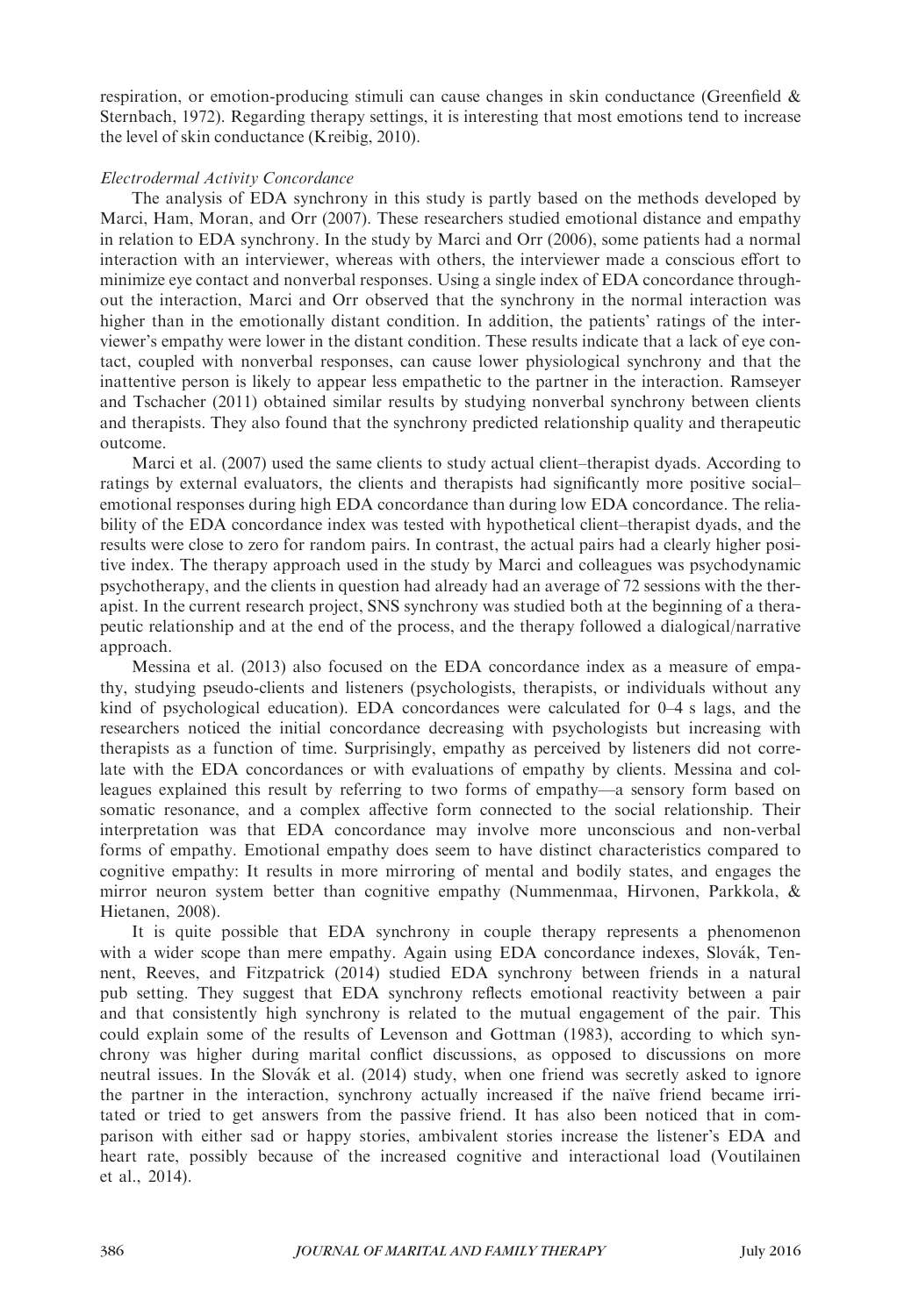respiration, or emotion-producing stimuli can cause changes in skin conductance (Greenfield & Sternbach, 1972). Regarding therapy settings, it is interesting that most emotions tend to increase the level of skin conductance (Kreibig, 2010).

*Electrodermal Activity Concordance*

The analysis of EDA synchrony in this study is partly based on the methods developed by Marci, Ham, Moran, and Orr (2007). These researchers studied emotional distance and empathy in relation to EDA synchrony. In the study by Marci and Orr (2006), some patients had a normal interaction with an interviewer, whereas with others, the interviewer made a conscious effort to minimize eye contact and nonverbal responses. Using a single index of EDA concordance throughout the interaction, Marci and Orr observed that the synchrony in the normal interaction was higher than in the emotionally distant condition. In addition, the patients' ratings of the interviewer's empathy were lower in the distant condition. These results indicate that a lack of eye contact, coupled with nonverbal responses, can cause lower physiological synchrony and that the inattentive person is likely to appear less empathetic to the partner in the interaction. Ramseyer and Tschacher (2011) obtained similar results by studying nonverbal synchrony between clients and therapists. They also found that the synchrony predicted relationship quality and therapeutic outcome.

Marci et al. (2007) used the same clients to study actual client–therapist dyads. According to ratings by external evaluators, the clients and therapists had significantly more positive social–emotional responses during high EDA concordance than during low EDA concordance. The reliability of the EDA concordance index was tested with hypothetical client–therapist dyads, and the results were close to zero for random pairs. In contrast, the actual pairs had a clearly higher positive index. The therapy approach used in the study by Marci and colleagues was psychodynamic psychotherapy, and the clients in question had already had an average of 72 sessions with the therapist. In the current research project, SNS synchrony was studied both at the beginning of a therapeutic relationship and at the end of the process, and the therapy followed a dialogical/narrative approach.

Messina et al. (2013) also focused on the EDA concordance index as a measure of empathy, studying pseudo-clients and listeners (psychologists, therapists, or individuals without any kind of psychological education). EDA concordances were calculated for 0–4 s lags, and the researchers noticed the initial concordance decreasing with psychologists but increasing with therapists as a function of time. Surprisingly, empathy as perceived by listeners did not correlate with the EDA concordances or with evaluations of empathy by clients. Messina and colleagues explained this result by referring to two forms of empathy—a sensory form based on somatic resonance, and a complex affective form connected to the social relationship. Their interpretation was that EDA concordance may involve more unconscious and non-verbal forms of empathy. Emotional empathy does seem to have distinct characteristics compared to cognitive empathy: It results in more mirroring of mental and bodily states, and engages the mirror neuron system better than cognitive empathy (Nummenmaa, Hirvonen, Parkkola, & Hietanen, 2008).

It is quite possible that EDA synchrony in couple therapy represents a phenomenon with a wider scope than mere empathy. Again using EDA concordance indexes, Slovák, Tennent, Reeves, and Fitzpatrick (2014) studied EDA synchrony between friends in a natural pub setting. They suggest that EDA synchrony reflects emotional reactivity between a pair and that consistently high synchrony is related to the mutual engagement of the pair. This could explain some of the results of Levenson and Gottman (1983), according to which synchrony was higher during marital conflict discussions, as opposed to discussions on more neutral issues. In the Slovák et al. (2014) study, when one friend was secretly asked to ignore the partner in the interaction, synchrony actually increased if the naïve friend became irritated or tried to get answers from the passive friend. It has also been noticed that in comparison with either sad or happy stories, ambivalent stories increase the listener's EDA and heart rate, possibly because of the increased cognitive and interactional load (Voutilainen et al., 2014).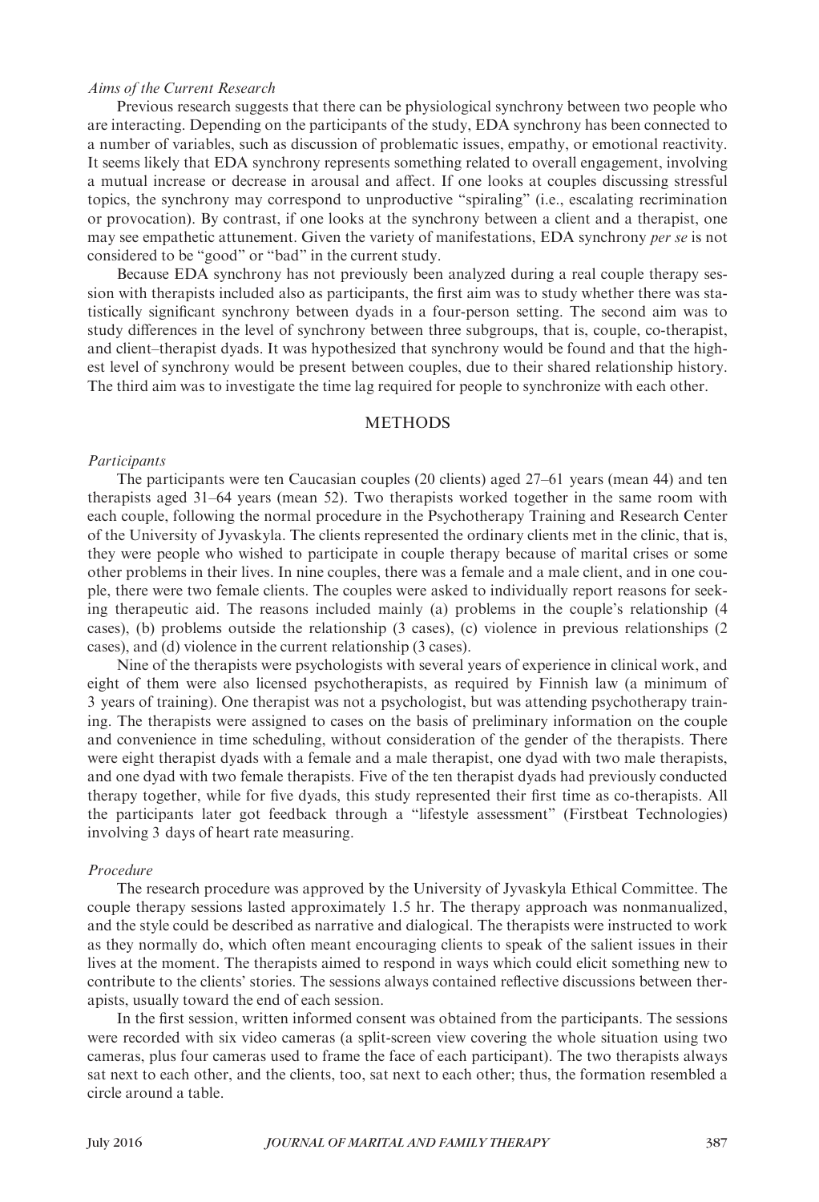*Aims of the Current Research*

Previous research suggests that there can be physiological synchrony between two people who are interacting. Depending on the participants of the study, EDA synchrony has been connected to a number of variables, such as discussion of problematic issues, empathy, or emotional reactivity. It seems likely that EDA synchrony represents something related to overall engagement, involving a mutual increase or decrease in arousal and affect. If one looks at couples discussing stressful topics, the synchrony may correspond to unproductive "spiraling" (i.e., escalating recrimination or provocation). By contrast, if one looks at the synchrony between a client and a therapist, one may see empathetic attunement. Given the variety of manifestations, EDA synchrony *per se* is not considered to be "good" or "bad" in the current study.

Because EDA synchrony has not previously been analyzed during a real couple therapy session with therapists included also as participants, the first aim was to study whether there was statistically significant synchrony between dyads in a four-person setting. The second aim was to study differences in the level of synchrony between three subgroups, that is, couple, co-therapist, and client–therapist dyads. It was hypothesized that synchrony would be found and that the highest level of synchrony would be present between couples, due to their shared relationship history. The third aim was to investigate the time lag required for people to synchronize with each other.

## METHODS

*Participants*

The participants were ten Caucasian couples (20 clients) aged 27–61 years (mean 44) and ten therapists aged 31–64 years (mean 52). Two therapists worked together in the same room with each couple, following the normal procedure in the Psychotherapy Training and Research Center of the University of Jyvaskyla. The clients represented the ordinary clients met in the clinic, that is, they were people who wished to participate in couple therapy because of marital crises or some other problems in their lives. In nine couples, there was a female and a male client, and in one couple, there were two female clients. The couples were asked to individually report reasons for seeking therapeutic aid. The reasons included mainly (a) problems in the couple's relationship (4 cases), (b) problems outside the relationship (3 cases), (c) violence in previous relationships (2 cases), and (d) violence in the current relationship (3 cases).

Nine of the therapists were psychologists with several years of experience in clinical work, and eight of them were also licensed psychotherapists, as required by Finnish law (a minimum of 3 years of training). One therapist was not a psychologist, but was attending psychotherapy training. The therapists were assigned to cases on the basis of preliminary information on the couple and convenience in time scheduling, without consideration of the gender of the therapists. There were eight therapist dyads with a female and a male therapist, one dyad with two male therapists, and one dyad with two female therapists. Five of the ten therapist dyads had previously conducted therapy together, while for five dyads, this study represented their first time as co-therapists. All the participants later got feedback through a "lifestyle assessment" (Firstbeat Technologies) involving 3 days of heart rate measuring.

*Procedure*

The research procedure was approved by the University of Jyvaskyla Ethical Committee. The couple therapy sessions lasted approximately 1.5 hr. The therapy approach was nonmanualized, and the style could be described as narrative and dialogical. The therapists were instructed to work as they normally do, which often meant encouraging clients to speak of the salient issues in their lives at the moment. The therapists aimed to respond in ways which could elicit something new to contribute to the clients' stories. The sessions always contained reflective discussions between therapists, usually toward the end of each session.

In the first session, written informed consent was obtained from the participants. The sessions were recorded with six video cameras (a split-screen view covering the whole situation using two cameras, plus four cameras used to frame the face of each participant). The two therapists always sat next to each other, and the clients, too, sat next to each other; thus, the formation resembled a circle around a table.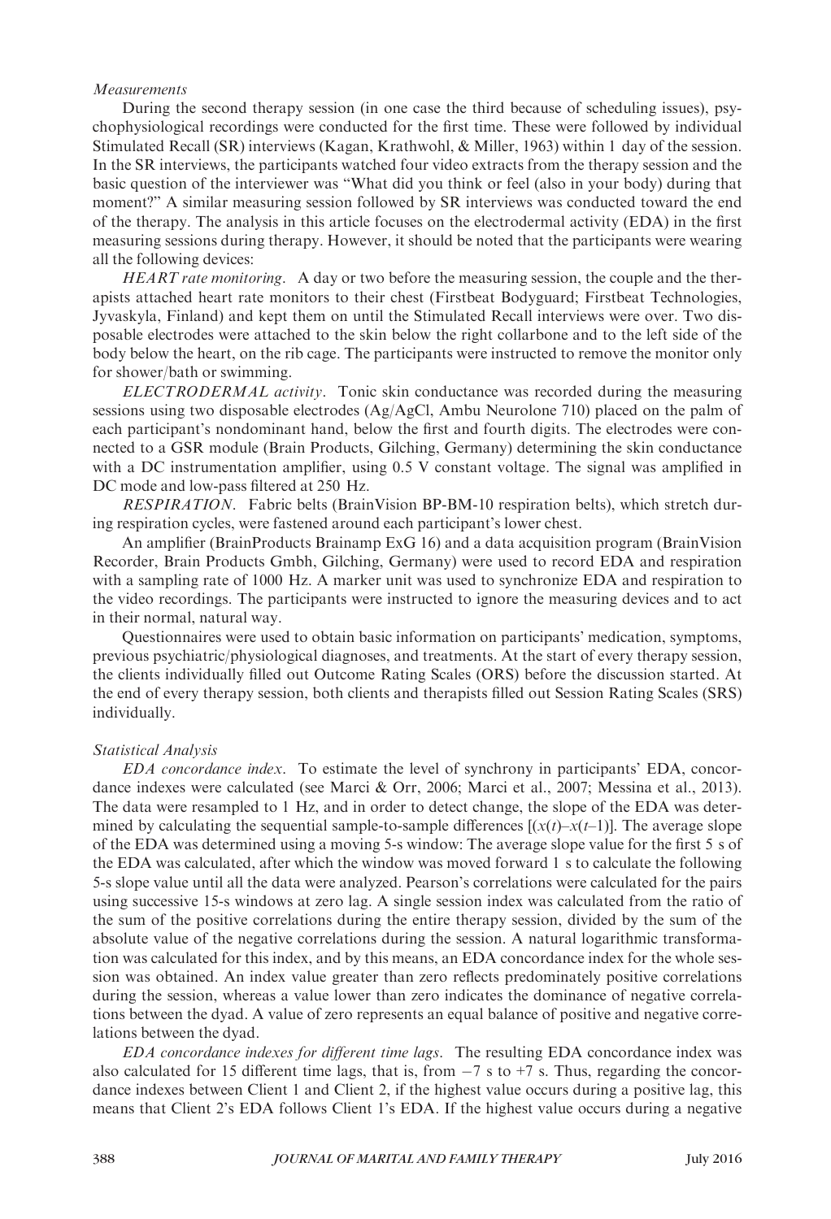### *Measurements*

During the second therapy session (in one case the third because of scheduling issues), psychophysiological recordings were conducted for the first time. These were followed by individual Stimulated Recall (SR) interviews (Kagan, Krathwohl, & Miller, 1963) within 1 day of the session. In the SR interviews, the participants watched four video extracts from the therapy session and the basic question of the interviewer was "What did you think or feel (also in your body) during that moment?" A similar measuring session followed by SR interviews was conducted toward the end of the therapy. The analysis in this article focuses on the electrodermal activity (EDA) in the first measuring sessions during therapy. However, it should be noted that the participants were wearing all the following devices:

*HEART rate monitoring*. A day or two before the measuring session, the couple and the therapists attached heart rate monitors to their chest (Firstbeat Bodyguard; Firstbeat Technologies, Jyvaskyla, Finland) and kept them on until the Stimulated Recall interviews were over. Two disposable electrodes were attached to the skin below the right collarbone and to the left side of the body below the heart, on the rib cage. The participants were instructed to remove the monitor only for shower/bath or swimming.

*ELECTRODERMAL activity*. Tonic skin conductance was recorded during the measuring sessions using two disposable electrodes (Ag/AgCl, Ambu Neurolone 710) placed on the palm of each participant's nondominant hand, below the first and fourth digits. The electrodes were connected to a GSR module (Brain Products, Gilching, Germany) determining the skin conductance with a DC instrumentation amplifier, using 0.5 V constant voltage. The signal was amplified in DC mode and low-pass filtered at 250 Hz.

*RESPIRATION*. Fabric belts (BrainVision BP-BM-10 respiration belts), which stretch during respiration cycles, were fastened around each participant's lower chest.

An amplifier (BrainProducts Brainamp ExG 16) and a data acquisition program (BrainVision Recorder, Brain Products Gmbh, Gilching, Germany) were used to record EDA and respiration with a sampling rate of 1000 Hz. A marker unit was used to synchronize EDA and respiration to the video recordings. The participants were instructed to ignore the measuring devices and to act in their normal, natural way.

Questionnaires were used to obtain basic information on participants' medication, symptoms, previous psychiatric/physiological diagnoses, and treatments. At the start of every therapy session, the clients individually filled out Outcome Rating Scales (ORS) before the discussion started. At the end of every therapy session, both clients and therapists filled out Session Rating Scales (SRS) individually.

### *Statistical Analysis*

*EDA concordance index*. To estimate the level of synchrony in participants' EDA, concordance indexes were calculated (see Marci & Orr, 2006; Marci et al., 2007; Messina et al., 2013). The data were resampled to 1 Hz, and in order to detect change, the slope of the EDA was determined by calculating the sequential sample-to-sample differences [$(x(t)–x(t–1)$]. The average slope of the EDA was determined using a moving 5-s window: The average slope value for the first 5 s of the EDA was calculated, after which the window was moved forward 1 s to calculate the following 5-s slope value until all the data were analyzed. Pearson's correlations were calculated for the pairs using successive 15-s windows at zero lag. A single session index was calculated from the ratio of the sum of the positive correlations during the entire therapy session, divided by the sum of the absolute value of the negative correlations during the session. A natural logarithmic transformation was calculated for this index, and by this means, an EDA concordance index for the whole session was obtained. An index value greater than zero reflects predominately positive correlations during the session, whereas a value lower than zero indicates the dominance of negative correlations between the dyad. A value of zero represents an equal balance of positive and negative correlations between the dyad.

*EDA concordance indexes for different time lags*. The resulting EDA concordance index was also calculated for 15 different time lags, that is, from −7 s to +7 s. Thus, regarding the concordance indexes between Client 1 and Client 2, if the highest value occurs during a positive lag, this means that Client 2's EDA follows Client 1's EDA. If the highest value occurs during a negative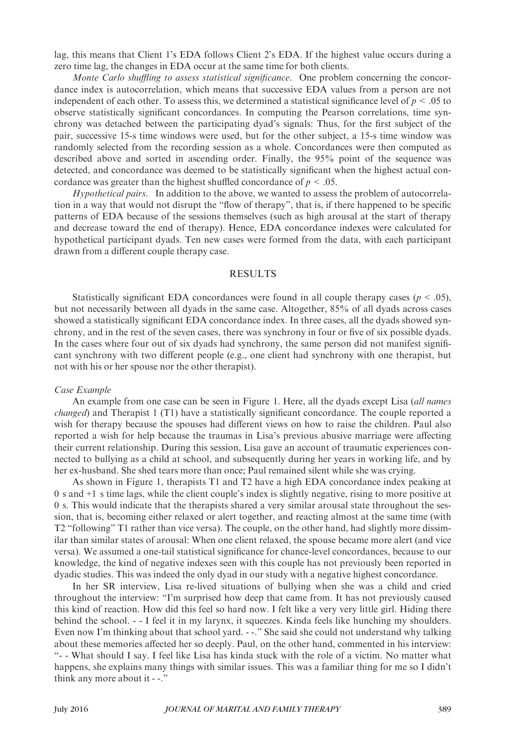lag, this means that Client 1's EDA follows Client 2's EDA. If the highest value occurs during a zero time lag, the changes in EDA occur at the same time for both clients.

*Monte Carlo shuffling to assess statistical significance*. One problem concerning the concordance index is autocorrelation, which means that successive EDA values from a person are not independent of each other. To assess this, we determined a statistical significance level of $p < .05$ to observe statistically significant concordances. In computing the Pearson correlations, time synchrony was detached between the participating dyad's signals: Thus, for the first subject of the pair, successive 15-s time windows were used, but for the other subject, a 15-s time window was randomly selected from the recording session as a whole. Concordances were then computed as described above and sorted in ascending order. Finally, the 95% point of the sequence was detected, and concordance was deemed to be statistically significant when the highest actual concordance was greater than the highest shuffled concordance of $p < .05$.

*Hypothetical pairs*. In addition to the above, we wanted to assess the problem of autocorrelation in a way that would not disrupt the "flow of therapy", that is, if there happened to be specific patterns of EDA because of the sessions themselves (such as high arousal at the start of therapy and decrease toward the end of therapy). Hence, EDA concordance indexes were calculated for hypothetical participant dyads. Ten new cases were formed from the data, with each participant drawn from a different couple therapy case.

## RESULTS

Statistically significant EDA concordances were found in all couple therapy cases ($p < .05$), but not necessarily between all dyads in the same case. Altogether, 85% of all dyads across cases showed a statistically significant EDA concordance index. In three cases, all the dyads showed synchrony, and in the rest of the seven cases, there was synchrony in four or five of six possible dyads. In the cases where four out of six dyads had synchrony, the same person did not manifest significant synchrony with two different people (e.g., one client had synchrony with one therapist, but not with his or her spouse nor the other therapist).

### Case Example

An example from one case can be seen in Figure 1. Here, all the dyads except Lisa (*all names changed*) and Therapist 1 (T1) have a statistically significant concordance. The couple reported a wish for therapy because the spouses had different views on how to raise the children. Paul also reported a wish for help because the traumas in Lisa's previous abusive marriage were affecting their current relationship. During this session, Lisa gave an account of traumatic experiences connected to bullying as a child at school, and subsequently during her years in working life, and by her ex-husband. She shed tears more than once; Paul remained silent while she was crying.

As shown in Figure 1, therapists T1 and T2 have a high EDA concordance index peaking at 0 s and +1 s time lags, while the client couple's index is slightly negative, rising to more positive at 0 s. This would indicate that the therapists shared a very similar arousal state throughout the session, that is, becoming either relaxed or alert together, and reacting almost at the same time (with T2 "following" T1 rather than vice versa). The couple, on the other hand, had slightly more dissimilar than similar states of arousal: When one client relaxed, the spouse became more alert (and vice versa). We assumed a one-tail statistical significance for chance-level concordances, because to our knowledge, the kind of negative indexes seen with this couple has not previously been reported in dyadic studies. This was indeed the only dyad in our study with a negative highest concordance.

In her SR interview, Lisa re-lived situations of bullying when she was a child and cried throughout the interview: "I'm surprised how deep that came from. It has not previously caused this kind of reaction. How did this feel so hard now. I felt like a very very little girl. Hiding there behind the school. - - I feel it in my larynx, it squeezes. Kinda feels like hunching my shoulders. Even now I'm thinking about that school yard. - -." She said she could not understand why talking about these memories affected her so deeply. Paul, on the other hand, commented in his interview: "- - What should I say. I feel like Lisa has kinda stuck with the role of a victim. No matter what happens, she explains many things with similar issues. This was a familiar thing for me so I didn't think any more about it - -."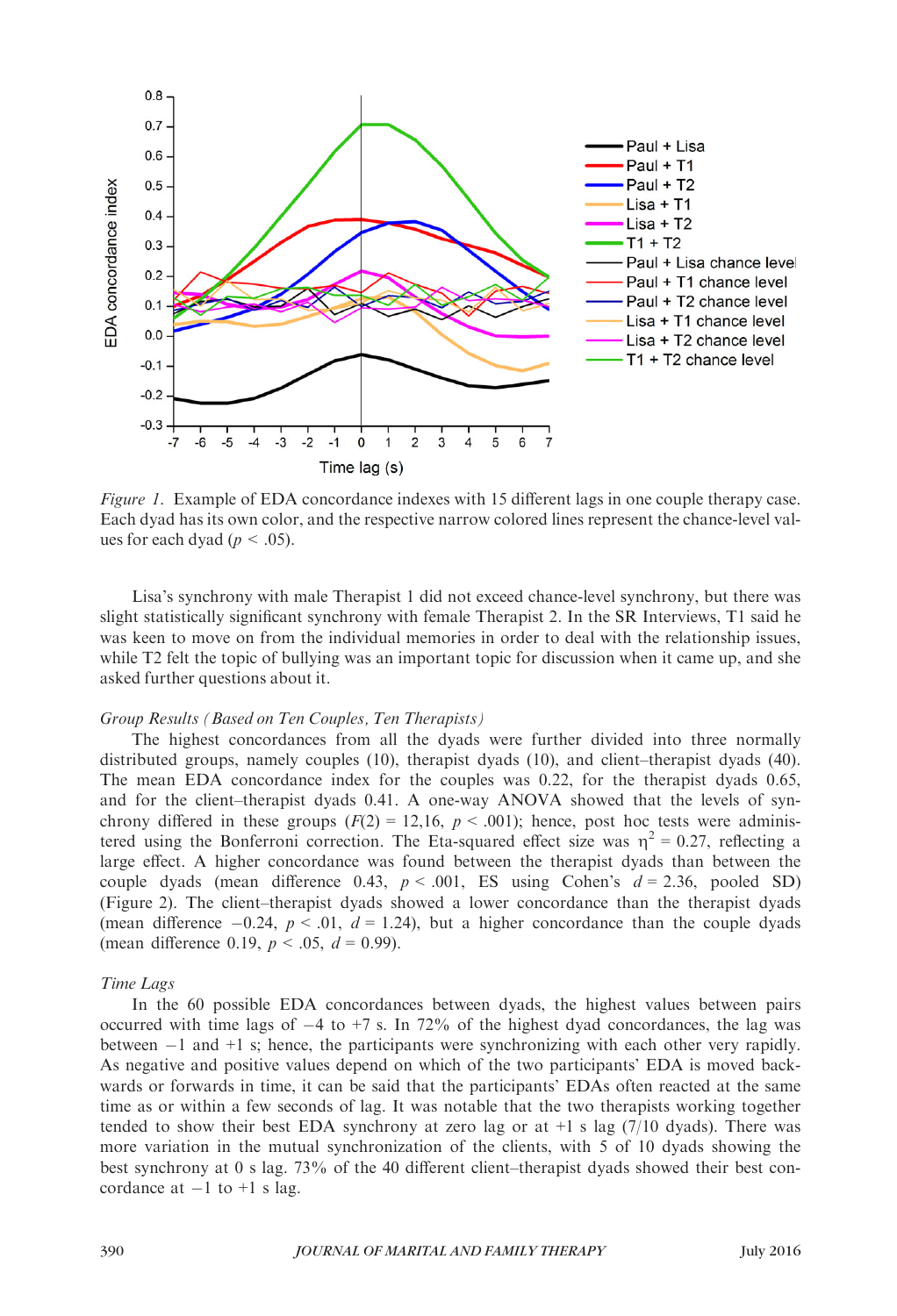*Figure 1.* Example of EDA concordance indexes with 15 different lags in one couple therapy case. Each dyad has its own color, and the respective narrow colored lines represent the chance-level values for each dyad ($p < .05$).

Lisa's synchrony with male Therapist 1 did not exceed chance-level synchrony, but there was slight statistically significant synchrony with female Therapist 2. In the SR Interviews, T1 said he was keen to move on from the individual memories in order to deal with the relationship issues, while T2 felt the topic of bullying was an important topic for discussion when it came up, and she asked further questions about it.

*Group Results (Based on Ten Couples, Ten Therapists)*

The highest concordances from all the dyads were further divided into three normally distributed groups, namely couples (10), therapist dyads (10), and client–therapist dyads (40). The mean EDA concordance index for the couples was 0.22, for the therapist dyads 0.65, and for the client–therapist dyads 0.41. A one-way ANOVA showed that the levels of synchrony differed in these groups ($(F(2) = 12,16,\ p < .001)$); hence, post hoc tests were administered using the Bonferroni correction. The Eta-squared effect size was $\eta^2 = 0.27$, reflecting a large effect. A higher concordance was found between the therapist dyads than between the couple dyads (mean difference 0.43, $p < .001$, ES using Cohen's $d = 2.36$, pooled SD) (Figure 2). The client–therapist dyads showed a lower concordance than the therapist dyads (mean difference −0.24, $p < .01$, $d = 1.24$), but a higher concordance than the couple dyads (mean difference 0.19, $p < .05$, $d = 0.99$).

*Time Lags*

In the 60 possible EDA concordances between dyads, the highest values between pairs occurred with time lags of −4 to +7 s. In 72% of the highest dyad concordances, the lag was between −1 and +1 s; hence, the participants were synchronizing with each other very rapidly. As negative and positive values depend on which of the two participants' EDA is moved backwards or forwards in time, it can be said that the participants' EDAs often reacted at the same time as or within a few seconds of lag. It was notable that the two therapists working together tended to show their best EDA synchrony at zero lag or at +1 s lag (7/10 dyads). There was more variation in the mutual synchronization of the clients, with 5 of 10 dyads showing the best synchrony at 0 s lag. 73% of the 40 different client–therapist dyads showed their best concordance at −1 to +1 s lag.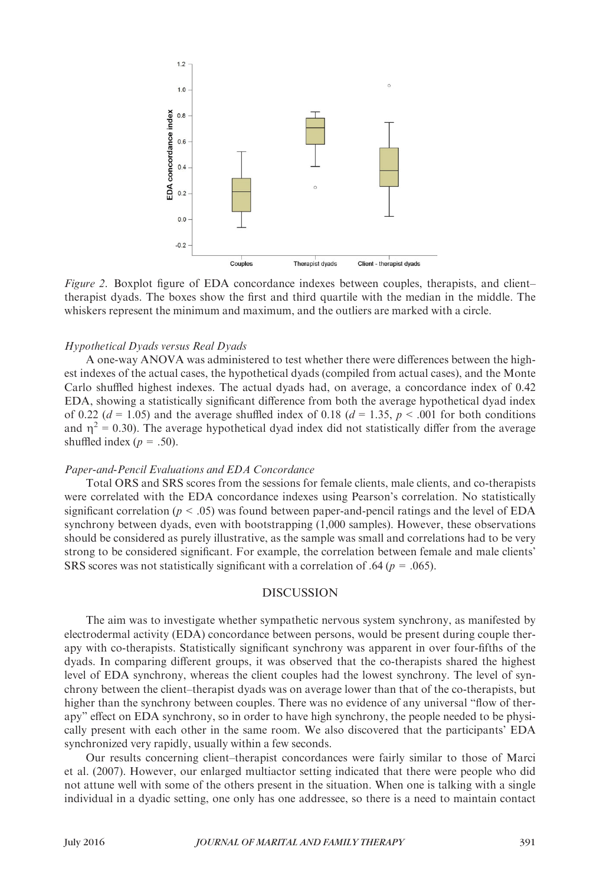*Figure 2.* Boxplot figure of EDA concordance indexes between couples, therapists, and client–therapist dyads. The boxes show the first and third quartile with the median in the middle. The whiskers represent the minimum and maximum, and the outliers are marked with a circle.

### *Hypothetical Dyads versus Real Dyads*

A one-way ANOVA was administered to test whether there were differences between the highest indexes of the actual cases, the hypothetical dyads (compiled from actual cases), and the Monte Carlo shuffled highest indexes. The actual dyads had, on average, a concordance index of 0.42 EDA, showing a statistically significant difference from both the average hypothetical dyad index of 0.22 ($d$ = 1.05) and the average shuffled index of 0.18 ($d$ = 1.35, $p$ < .001 for both conditions and $\eta^2$ = 0.30). The average hypothetical dyad index did not statistically differ from the average shuffled index ($p$ = .50).

### *Paper-and-Pencil Evaluations and EDA Concordance*

Total ORS and SRS scores from the sessions for female clients, male clients, and co-therapists were correlated with the EDA concordance indexes using Pearson's correlation. No statistically significant correlation ($p$ < .05) was found between paper-and-pencil ratings and the level of EDA synchrony between dyads, even with bootstrapping (1,000 samples). However, these observations should be considered as purely illustrative, as the sample was small and correlations had to be very strong to be considered significant. For example, the correlation between female and male clients' SRS scores was not statistically significant with a correlation of .64 ($p$ = .065).

## DISCUSSION

The aim was to investigate whether sympathetic nervous system synchrony, as manifested by electrodermal activity (EDA) concordance between persons, would be present during couple therapy with co-therapists. Statistically significant synchrony was apparent in over four-fifths of the dyads. In comparing different groups, it was observed that the co-therapists shared the highest level of EDA synchrony, whereas the client couples had the lowest synchrony. The level of synchrony between the client–therapist dyads was on average lower than that of the co-therapists, but higher than the synchrony between couples. There was no evidence of any universal "flow of therapy" effect on EDA synchrony, so in order to have high synchrony, the people needed to be physically present with each other in the same room. We also discovered that the participants' EDA synchronized very rapidly, usually within a few seconds.

Our results concerning client–therapist concordances were fairly similar to those of Marci et al. (2007). However, our enlarged multiactor setting indicated that there were people who did not attune well with some of the others present in the situation. When one is talking with a single individual in a dyadic setting, one only has one addressee, so there is a need to maintain contact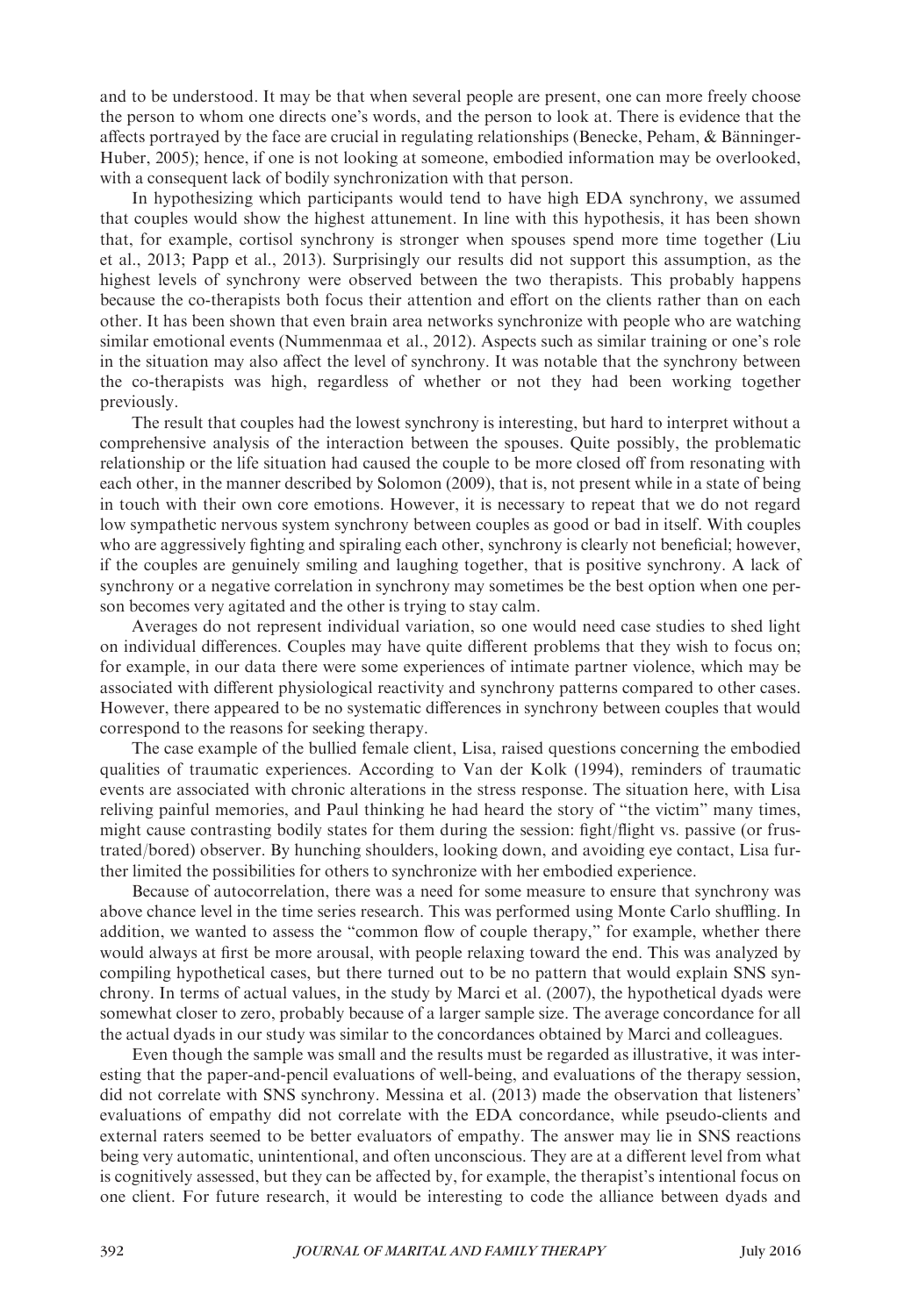and to be understood. It may be that when several people are present, one can more freely choose the person to whom one directs one's words, and the person to look at. There is evidence that the affects portrayed by the face are crucial in regulating relationships (Benecke, Peham, & Bänninger-Huber, 2005); hence, if one is not looking at someone, embodied information may be overlooked, with a consequent lack of bodily synchronization with that person.

In hypothesizing which participants would tend to have high EDA synchrony, we assumed that couples would show the highest attunement. In line with this hypothesis, it has been shown that, for example, cortisol synchrony is stronger when spouses spend more time together (Liu et al., 2013; Papp et al., 2013). Surprisingly our results did not support this assumption, as the highest levels of synchrony were observed between the two therapists. This probably happens because the co-therapists both focus their attention and effort on the clients rather than on each other. It has been shown that even brain area networks synchronize with people who are watching similar emotional events (Nummenmaa et al., 2012). Aspects such as similar training or one's role in the situation may also affect the level of synchrony. It was notable that the synchrony between the co-therapists was high, regardless of whether or not they had been working together previously.

The result that couples had the lowest synchrony is interesting, but hard to interpret without a comprehensive analysis of the interaction between the spouses. Quite possibly, the problematic relationship or the life situation had caused the couple to be more closed off from resonating with each other, in the manner described by Solomon (2009), that is, not present while in a state of being in touch with their own core emotions. However, it is necessary to repeat that we do not regard low sympathetic nervous system synchrony between couples as good or bad in itself. With couples who are aggressively fighting and spiraling each other, synchrony is clearly not beneficial; however, if the couples are genuinely smiling and laughing together, that is positive synchrony. A lack of synchrony or a negative correlation in synchrony may sometimes be the best option when one person becomes very agitated and the other is trying to stay calm.

Averages do not represent individual variation, so one would need case studies to shed light on individual differences. Couples may have quite different problems that they wish to focus on; for example, in our data there were some experiences of intimate partner violence, which may be associated with different physiological reactivity and synchrony patterns compared to other cases. However, there appeared to be no systematic differences in synchrony between couples that would correspond to the reasons for seeking therapy.

The case example of the bullied female client, Lisa, raised questions concerning the embodied qualities of traumatic experiences. According to Van der Kolk (1994), reminders of traumatic events are associated with chronic alterations in the stress response. The situation here, with Lisa reliving painful memories, and Paul thinking he had heard the story of "the victim" many times, might cause contrasting bodily states for them during the session: fight/flight vs. passive (or frustrated/bored) observer. By hunching shoulders, looking down, and avoiding eye contact, Lisa further limited the possibilities for others to synchronize with her embodied experience.

Because of autocorrelation, there was a need for some measure to ensure that synchrony was above chance level in the time series research. This was performed using Monte Carlo shuffling. In addition, we wanted to assess the "common flow of couple therapy," for example, whether there would always at first be more arousal, with people relaxing toward the end. This was analyzed by compiling hypothetical cases, but there turned out to be no pattern that would explain SNS synchrony. In terms of actual values, in the study by Marci et al. (2007), the hypothetical dyads were somewhat closer to zero, probably because of a larger sample size. The average concordance for all the actual dyads in our study was similar to the concordances obtained by Marci and colleagues.

Even though the sample was small and the results must be regarded as illustrative, it was interesting that the paper-and-pencil evaluations of well-being, and evaluations of the therapy session, did not correlate with SNS synchrony. Messina et al. (2013) made the observation that listeners' evaluations of empathy did not correlate with the EDA concordance, while pseudo-clients and external raters seemed to be better evaluators of empathy. The answer may lie in SNS reactions being very automatic, unintentional, and often unconscious. They are at a different level from what is cognitively assessed, but they can be affected by, for example, the therapist's intentional focus on one client. For future research, it would be interesting to code the alliance between dyads and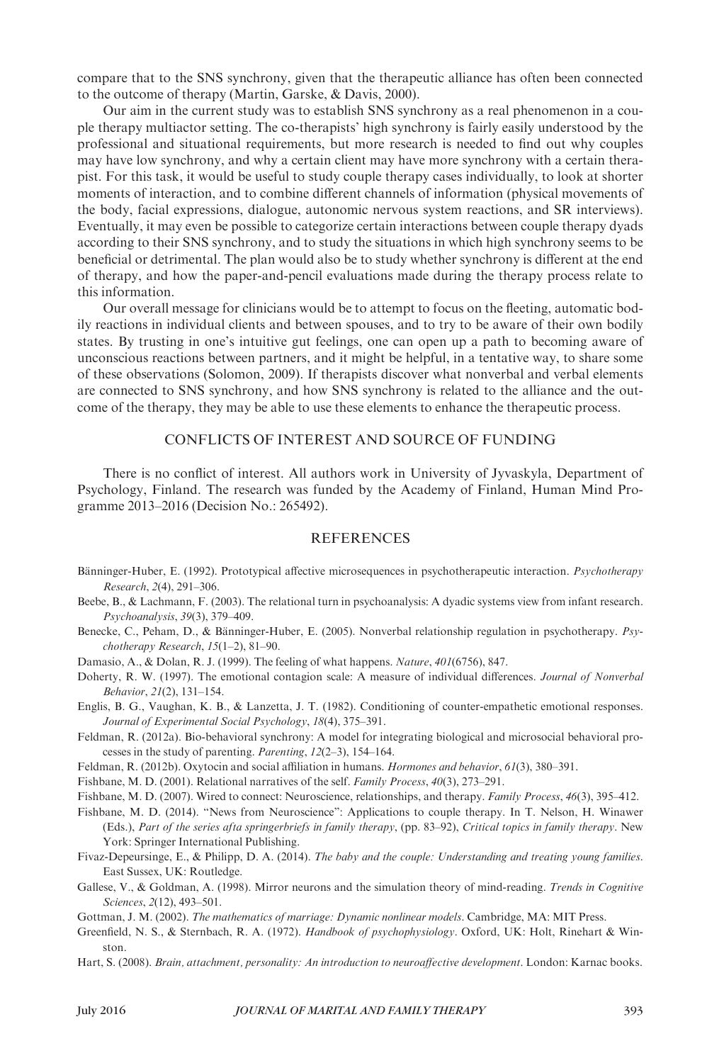compare that to the SNS synchrony, given that the therapeutic alliance has often been connected to the outcome of therapy (Martin, Garske, & Davis, 2000).

Our aim in the current study was to establish SNS synchrony as a real phenomenon in a couple therapy multiactor setting. The co-therapists' high synchrony is fairly easily understood by the professional and situational requirements, but more research is needed to find out why couples may have low synchrony, and why a certain client may have more synchrony with a certain therapist. For this task, it would be useful to study couple therapy cases individually, to look at shorter moments of interaction, and to combine different channels of information (physical movements of the body, facial expressions, dialogue, autonomic nervous system reactions, and SR interviews). Eventually, it may even be possible to categorize certain interactions between couple therapy dyads according to their SNS synchrony, and to study the situations in which high synchrony seems to be beneficial or detrimental. The plan would also be to study whether synchrony is different at the end of therapy, and how the paper-and-pencil evaluations made during the therapy process relate to this information.

Our overall message for clinicians would be to attempt to focus on the fleeting, automatic bodily reactions in individual clients and between spouses, and to try to be aware of their own bodily states. By trusting in one's intuitive gut feelings, one can open up a path to becoming aware of unconscious reactions between partners, and it might be helpful, in a tentative way, to share some of these observations (Solomon, 2009). If therapists discover what nonverbal and verbal elements are connected to SNS synchrony, and how SNS synchrony is related to the alliance and the outcome of the therapy, they may be able to use these elements to enhance the therapeutic process.

## CONFLICTS OF INTEREST AND SOURCE OF FUNDING

There is no conflict of interest. All authors work in University of Jyvaskyla, Department of Psychology, Finland. The research was funded by the Academy of Finland, Human Mind Programme 2013–2016 (Decision No.: 265492).

## REFERENCES

Bänninger-Huber, E. (1992). Prototypical affective microsequences in psychotherapeutic interaction. *Psychotherapy Research*, *2*(4), 291–306.

Beebe, B., & Lachmann, F. (2003). The relational turn in psychoanalysis: A dyadic systems view from infant research. *Psychoanalysis*, *39*(3), 379–409.

Benecke, C., Peham, D., & Bänninger-Huber, E. (2005). Nonverbal relationship regulation in psychotherapy. *Psychotherapy Research*, *15*(1–2), 81–90.

Damasio, A., & Dolan, R. J. (1999). The feeling of what happens. *Nature*, *401*(6756), 847.

Doherty, R. W. (1997). The emotional contagion scale: A measure of individual differences. *Journal of Nonverbal Behavior*, *21*(2), 131–154.

Englis, B. G., Vaughan, K. B., & Lanzetta, J. T. (1982). Conditioning of counter-empathetic emotional responses. *Journal of Experimental Social Psychology*, *18*(4), 375–391.

Feldman, R. (2012a). Bio-behavioral synchrony: A model for integrating biological and microsocial behavioral processes in the study of parenting. *Parenting*, *12*(2–3), 154–164.

Feldman, R. (2012b). Oxytocin and social affiliation in humans. *Hormones and behavior*, *61*(3), 380–391.

Fishbane, M. D. (2001). Relational narratives of the self. *Family Process*, *40*(3), 273–291.

Fishbane, M. D. (2007). Wired to connect: Neuroscience, relationships, and therapy. *Family Process*, *46*(3), 395–412.

Fishbane, M. D. (2014). "News from Neuroscience": Applications to couple therapy. In T. Nelson, H. Winawer (Eds.), *Part of the series afta springerbriefs in family therapy*, (pp. 83–92), *Critical topics in family therapy*. New York: Springer International Publishing.

Fivaz-Depeursinge, E., & Philipp, D. A. (2014). *The baby and the couple: Understanding and treating young families*. East Sussex, UK: Routledge.

Gallese, V., & Goldman, A. (1998). Mirror neurons and the simulation theory of mind-reading. *Trends in Cognitive Sciences*, *2*(12), 493–501.

Gottman, J. M. (2002). *The mathematics of marriage: Dynamic nonlinear models*. Cambridge, MA: MIT Press.

Greenfield, N. S., & Sternbach, R. A. (1972). *Handbook of psychophysiology*. Oxford, UK: Holt, Rinehart & Winston.

Hart, S. (2008). *Brain, attachment, personality: An introduction to neuroaffective development*. London: Karnac books.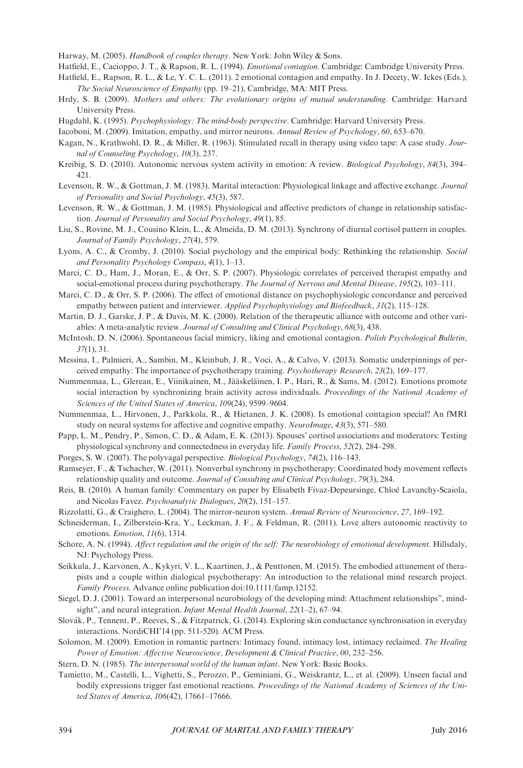Harway, M. (2005). *Handbook of couples therapy*. New York: John Wiley & Sons.

Hatfield, E., Cacioppo, J. T., & Rapson, R. L. (1994). *Emotional contagion*. Cambridge: Cambridge University Press.

Hatfield, E., Rapson, R. L., & Le, Y. C. L. (2011). 2 emotional contagion and empathy. In J. Decety, W. Ickes (Eds.), *The Social Neuroscience of Empathy* (pp. 19–21), Cambridge, MA: MIT Press.

Hrdy, S. B. (2009). *Mothers and others: The evolutionary origins of mutual understanding*. Cambridge: Harvard University Press.

Hugdahl, K. (1995). *Psychophysiology: The mind-body perspective*. Cambridge: Harvard University Press.

Iacoboni, M. (2009). Imitation, empathy, and mirror neurons. *Annual Review of Psychology*, *60*, 653–670.

Kagan, N., Krathwohl, D. R., & Miller, R. (1963). Stimulated recall in therapy using video tape: A case study. *Journal of Counseling Psychology*, *10*(3), 237.

Kreibig, S. D. (2010). Autonomic nervous system activity in emotion: A review. *Biological Psychology*, *84*(3), 394–421.

Levenson, R. W., & Gottman, J. M. (1983). Marital interaction: Physiological linkage and affective exchange. *Journal of Personality and Social Psychology*, *45*(3), 587.

Levenson, R. W., & Gottman, J. M. (1985). Physiological and affective predictors of change in relationship satisfaction. *Journal of Personality and Social Psychology*, *49*(1), 85.

Liu, S., Rovine, M. J., Cousino Klein, L., & Almeida, D. M. (2013). Synchrony of diurnal cortisol pattern in couples. *Journal of Family Psychology*, *27*(4), 579.

Lyons, A. C., & Cromby, J. (2010). Social psychology and the empirical body: Rethinking the relationship. *Social and Personality Psychology Compass*, *4*(1), 1–13.

Marci, C. D., Ham, J., Moran, E., & Orr, S. P. (2007). Physiologic correlates of perceived therapist empathy and social-emotional process during psychotherapy. *The Journal of Nervous and Mental Disease*, *195*(2), 103–111.

Marci, C. D., & Orr, S. P. (2006). The effect of emotional distance on psychophysiologic concordance and perceived empathy between patient and interviewer. *Applied Psychophysiology and Biofeedback*, *31*(2), 115–128.

Martin, D. J., Garske, J. P., & Davis, M. K. (2000). Relation of the therapeutic alliance with outcome and other variables: A meta-analytic review. *Journal of Consulting and Clinical Psychology*, *68*(3), 438.

McIntosh, D. N. (2006). Spontaneous facial mimicry, liking and emotional contagion. *Polish Psychological Bulletin*, *37*(1), 31.

Messina, I., Palmieri, A., Sambin, M., Kleinbub, J. R., Voci, A., & Calvo, V. (2013). Somatic underpinnings of perceived empathy: The importance of psychotherapy training. *Psychotherapy Research*, *23*(2), 169–177.

Nummenmaa, L., Glerean, E., Viinikainen, M., Jääskeläinen, I. P., Hari, R., & Sams, M. (2012). Emotions promote social interaction by synchronizing brain activity across individuals. *Proceedings of the National Academy of Sciences of the United States of America*, *109*(24), 9599–9604.

Nummenmaa, L., Hirvonen, J., Parkkola, R., & Hietanen, J. K. (2008). Is emotional contagion special? An fMRI study on neural systems for affective and cognitive empathy. *NeuroImage*, *43*(3), 571–580.

Papp, L. M., Pendry, P., Simon, C. D., & Adam, E. K. (2013). Spouses' cortisol associations and moderators: Testing physiological synchrony and connectedness in everyday life. *Family Process*, *52*(2), 284–298.

Porges, S. W. (2007). The polyvagal perspective. *Biological Psychology*, *74*(2), 116–143.

Ramseyer, F., & Tschacher, W. (2011). Nonverbal synchrony in psychotherapy: Coordinated body movement reflects relationship quality and outcome. *Journal of Consulting and Clinical Psychology*, *79*(3), 284.

Reis, B. (2010). A human family: Commentary on paper by Elisabeth Fivaz-Depeursinge, Chloé Lavanchy-Scaiola, and Nicolas Favez. *Psychoanalytic Dialogues*, *20*(2), 151–157.

Rizzolatti, G., & Craighero, L. (2004). The mirror-neuron system. *Annual Review of Neuroscience*, *27*, 169–192.

Schneiderman, I., Zilberstein-Kra, Y., Leckman, J. F., & Feldman, R. (2011). Love alters autonomic reactivity to emotions. *Emotion*, *11*(6), 1314.

Schore, A. N. (1994). *Affect regulation and the origin of the self: The neurobiology of emotional development*. Hillsdaly, NJ: Psychology Press.

Seikkula, J., Karvonen, A., Kykyri, V. L., Kaartinen, J., & Penttonen, M. (2015). The embodied attunement of therapists and a couple within dialogical psychotherapy: An introduction to the relational mind research project. *Family Process*. Advance online publication doi:10.1111/famp.12152.

Siegel, D. J. (2001). Toward an interpersonal neurobiology of the developing mind: Attachment relationships", mindsight", and neural integration. *Infant Mental Health Journal*, *22*(1–2), 67–94.

Slovák, P., Tennent, P., Reeves, S., & Fitzpatrick, G. (2014). Exploring skin conductance synchronisation in everyday interactions. NordiCHI'14 (pp. 511-520). ACM Press.

Solomon, M. (2009). Emotion in romantic partners: Intimacy found, intimacy lost, intimacy reclaimed. *The Healing Power of Emotion: Affective Neuroscience, Development & Clinical Practice*, *00*, 232–256.

Stern, D. N. (1985). *The interpersonal world of the human infant*. New York: Basic Books.

Tamietto, M., Castelli, L., Vighetti, S., Perozzo, P., Geminiani, G., Weiskrantz, L., et al. (2009). Unseen facial and bodily expressions trigger fast emotional reactions. *Proceedings of the National Academy of Sciences of the United States of America*, *106*(42), 17661–17666.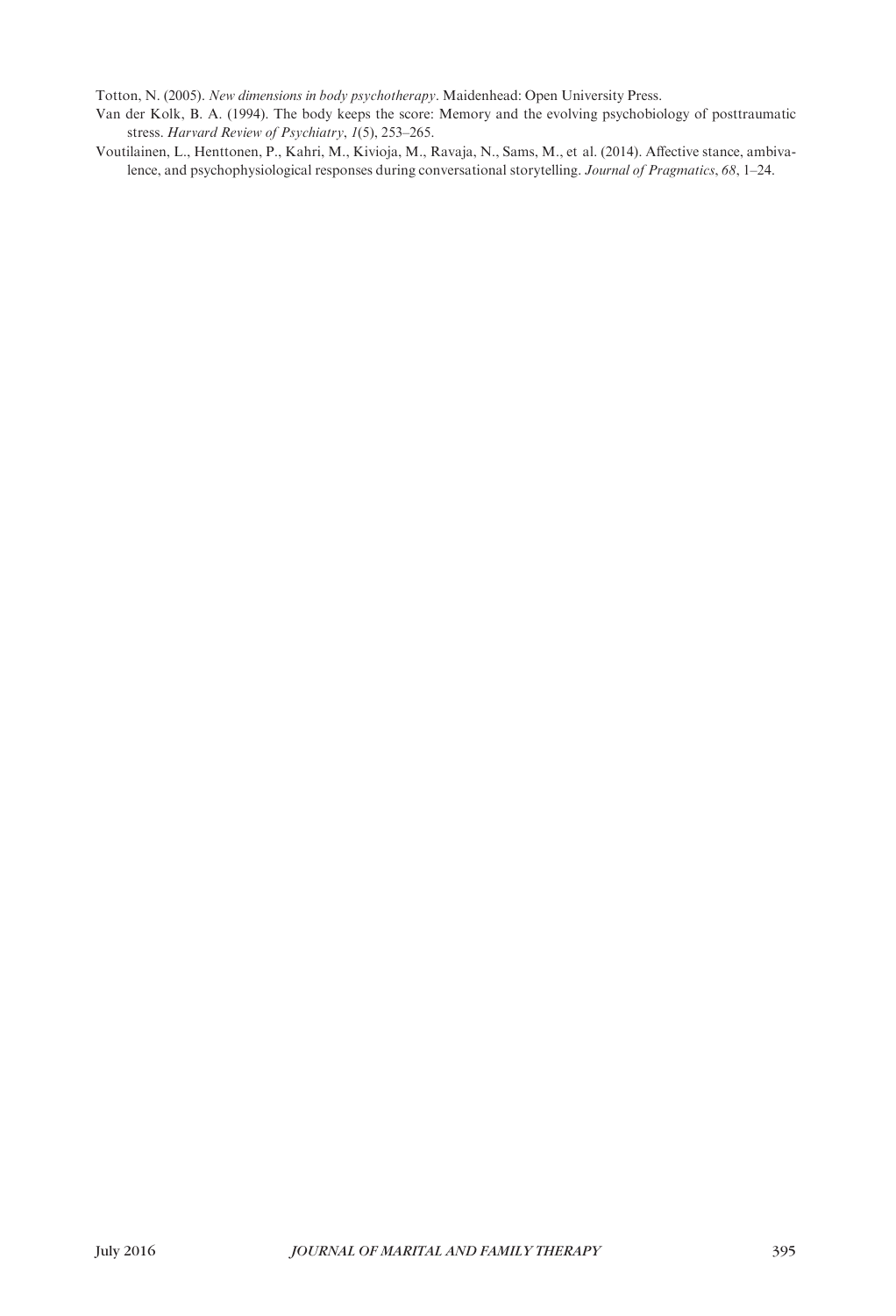Totton, N. (2005). *New dimensions in body psychotherapy*. Maidenhead: Open University Press.

Van der Kolk, B. A. (1994). The body keeps the score: Memory and the evolving psychobiology of posttraumatic stress. *Harvard Review of Psychiatry*, *1*(5), 253–265.

Voutilainen, L., Henttonen, P., Kahri, M., Kivioja, M., Ravaja, N., Sams, M., et al. (2014). Affective stance, ambivalence, and psychophysiological responses during conversational storytelling. *Journal of Pragmatics*, *68*, 1–24.